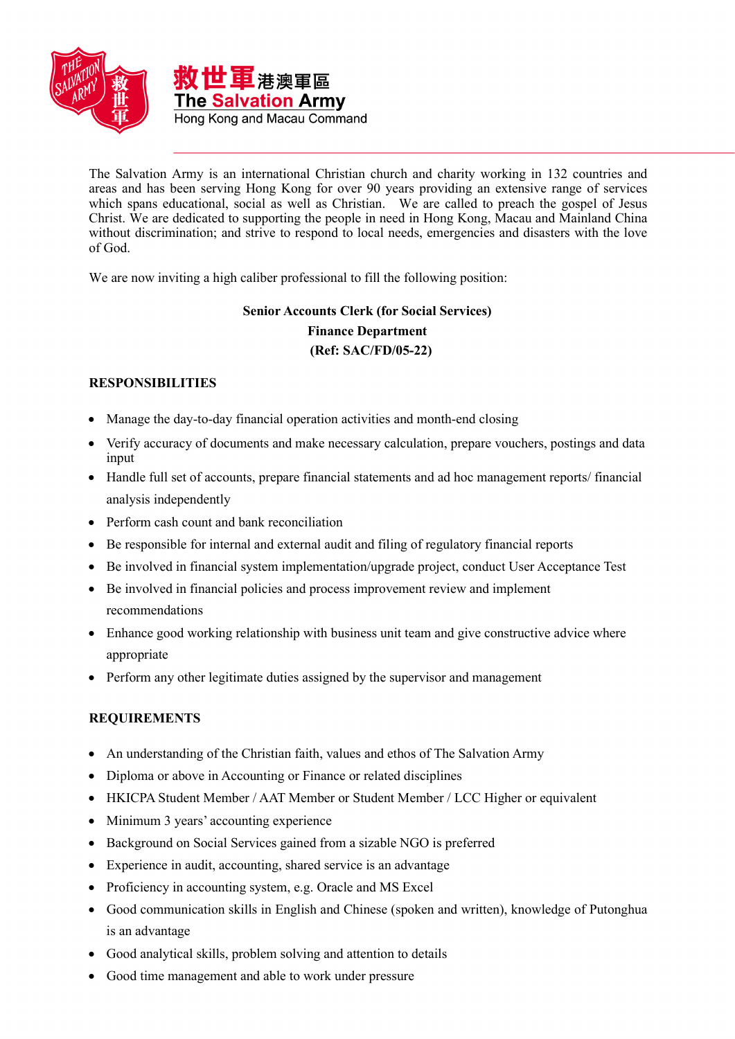救世軍港澳軍區
The Salvation Army
Hong Kong and Macau Command

The Salvation Army is an international Christian church and charity working in 132 countries and areas and has been serving Hong Kong for over 90 years providing an extensive range of services which spans educational, social as well as Christian. We are called to preach the gospel of Jesus Christ. We are dedicated to supporting the people in need in Hong Kong, Macau and Mainland China without discrimination; and strive to respond to local needs, emergencies and disasters with the love of God.

We are now inviting a high caliber professional to fill the following position:

**Senior Accounts Clerk (for Social Services)**
**Finance Department**
**(Ref: SAC/FD/05-22)**

## RESPONSIBILITIES

- Manage the day-to-day financial operation activities and month-end closing
- Verify accuracy of documents and make necessary calculation, prepare vouchers, postings and data input
- Handle full set of accounts, prepare financial statements and ad hoc management reports/ financial analysis independently
- Perform cash count and bank reconciliation
- Be responsible for internal and external audit and filing of regulatory financial reports
- Be involved in financial system implementation/upgrade project, conduct User Acceptance Test
- Be involved in financial policies and process improvement review and implement recommendations
- Enhance good working relationship with business unit team and give constructive advice where appropriate
- Perform any other legitimate duties assigned by the supervisor and management

## REQUIREMENTS

- An understanding of the Christian faith, values and ethos of The Salvation Army
- Diploma or above in Accounting or Finance or related disciplines
- HKICPA Student Member / AAT Member or Student Member / LCC Higher or equivalent
- Minimum 3 years' accounting experience
- Background on Social Services gained from a sizable NGO is preferred
- Experience in audit, accounting, shared service is an advantage
- Proficiency in accounting system, e.g. Oracle and MS Excel
- Good communication skills in English and Chinese (spoken and written), knowledge of Putonghua is an advantage
- Good analytical skills, problem solving and attention to details
- Good time management and able to work under pressure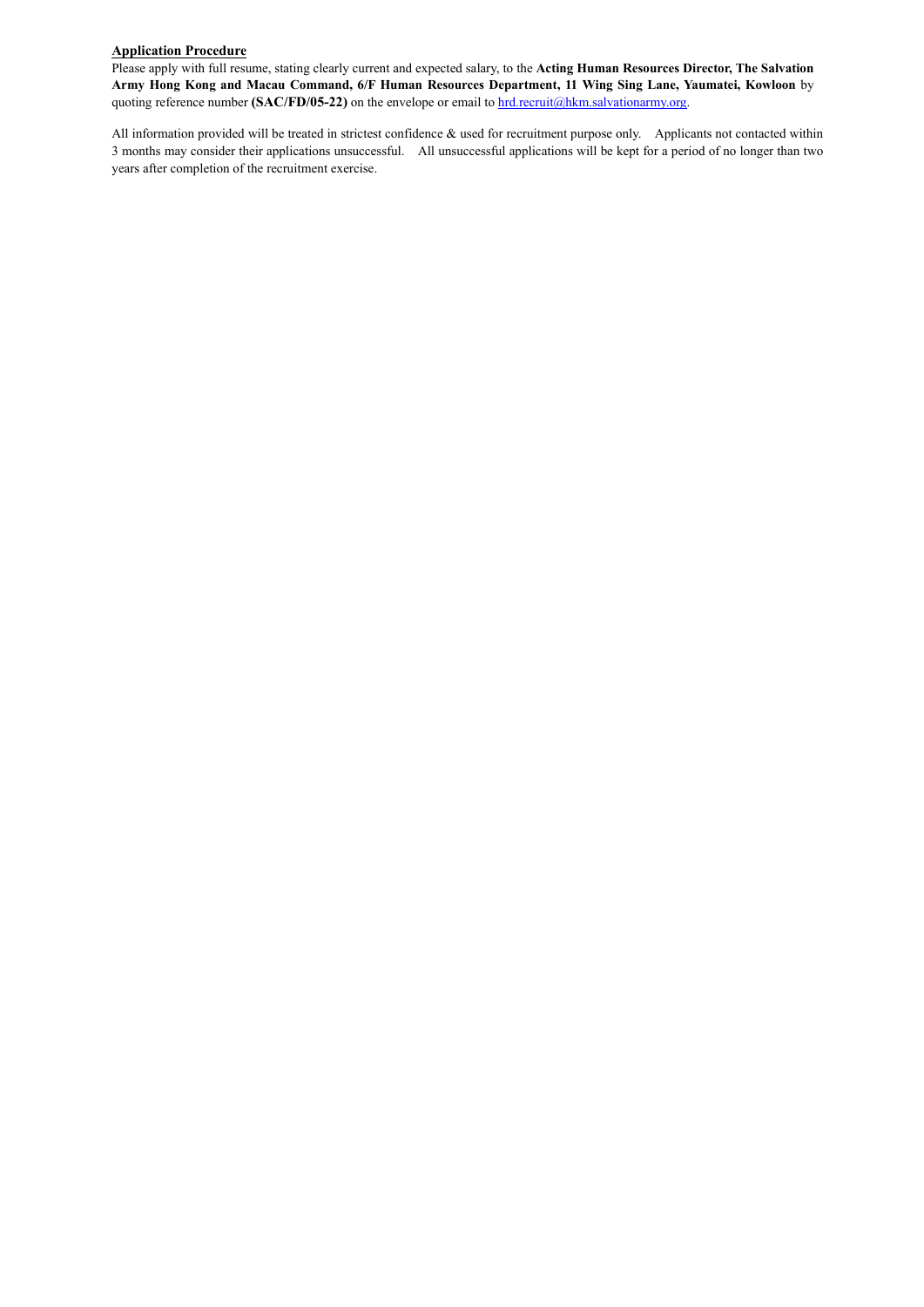**Application Procedure**

Please apply with full resume, stating clearly current and expected salary, to the **Acting Human Resources Director, The Salvation Army Hong Kong and Macau Command, 6/F Human Resources Department, 11 Wing Sing Lane, Yaumatei, Kowloon** by quoting reference number **(SAC/FD/05-22)** on the envelope or email to hrd.recruit@hkm.salvationarmy.org.

All information provided will be treated in strictest confidence & used for recruitment purpose only. Applicants not contacted within 3 months may consider their applications unsuccessful. All unsuccessful applications will be kept for a period of no longer than two years after completion of the recruitment exercise.